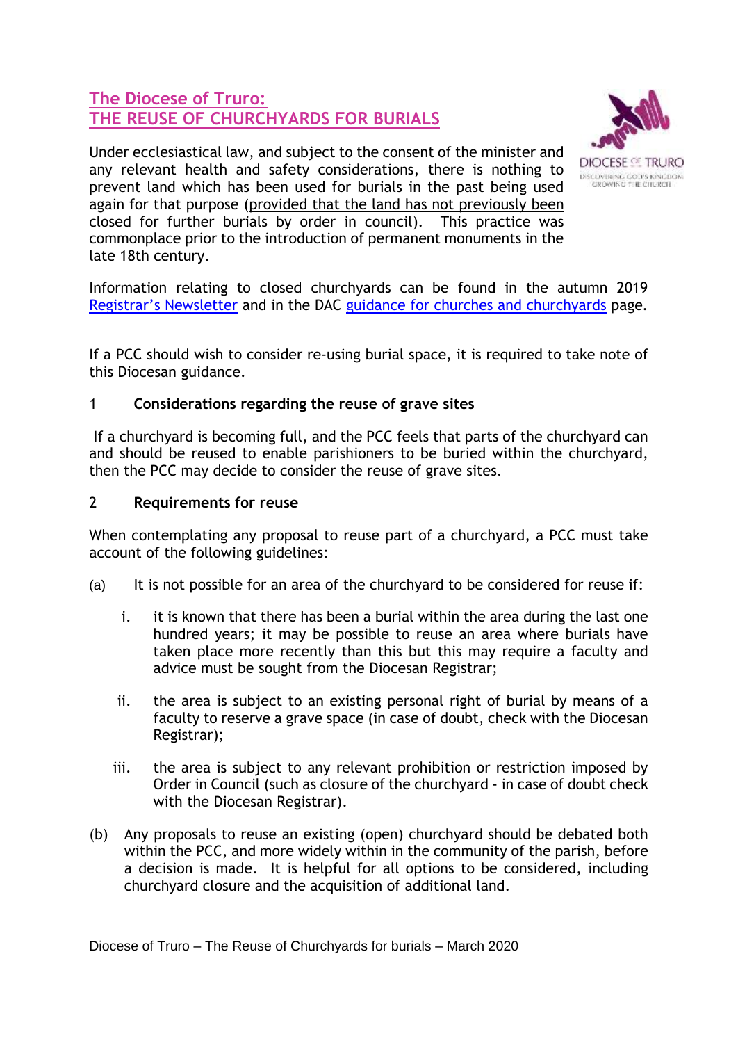# The Diocese of Truro: THE REUSE OF CHURCHYARDS FOR BURIALS

Under ecclesiastical law, and subject to the consent of the minister and any relevant health and safety considerations, there is nothing to prevent land which has been used for burials in the past being used again for that purpose (provided that the land has not previously been closed for further burials by order in council). This practice was commonplace prior to the introduction of permanent monuments in the late 18th century.

Information relating to closed churchyards can be found in the autumn 2019 Registrar's Newsletter and in the DAC guidance for churches and churchyards page.

If a PCC should wish to consider re-using burial space, it is required to take note of this Diocesan guidance.

## 1 Considerations regarding the reuse of grave sites

If a churchyard is becoming full, and the PCC feels that parts of the churchyard can and should be reused to enable parishioners to be buried within the churchyard, then the PCC may decide to consider the reuse of grave sites.

## 2 Requirements for reuse

When contemplating any proposal to reuse part of a churchyard, a PCC must take account of the following guidelines:

(a) It is not possible for an area of the churchyard to be considered for reuse if:

i. it is known that there has been a burial within the area during the last one hundred years; it may be possible to reuse an area where burials have taken place more recently than this but this may require a faculty and advice must be sought from the Diocesan Registrar;

ii. the area is subject to an existing personal right of burial by means of a faculty to reserve a grave space (in case of doubt, check with the Diocesan Registrar);

iii. the area is subject to any relevant prohibition or restriction imposed by Order in Council (such as closure of the churchyard - in case of doubt check with the Diocesan Registrar).

(b) Any proposals to reuse an existing (open) churchyard should be debated both within the PCC, and more widely within in the community of the parish, before a decision is made. It is helpful for all options to be considered, including churchyard closure and the acquisition of additional land.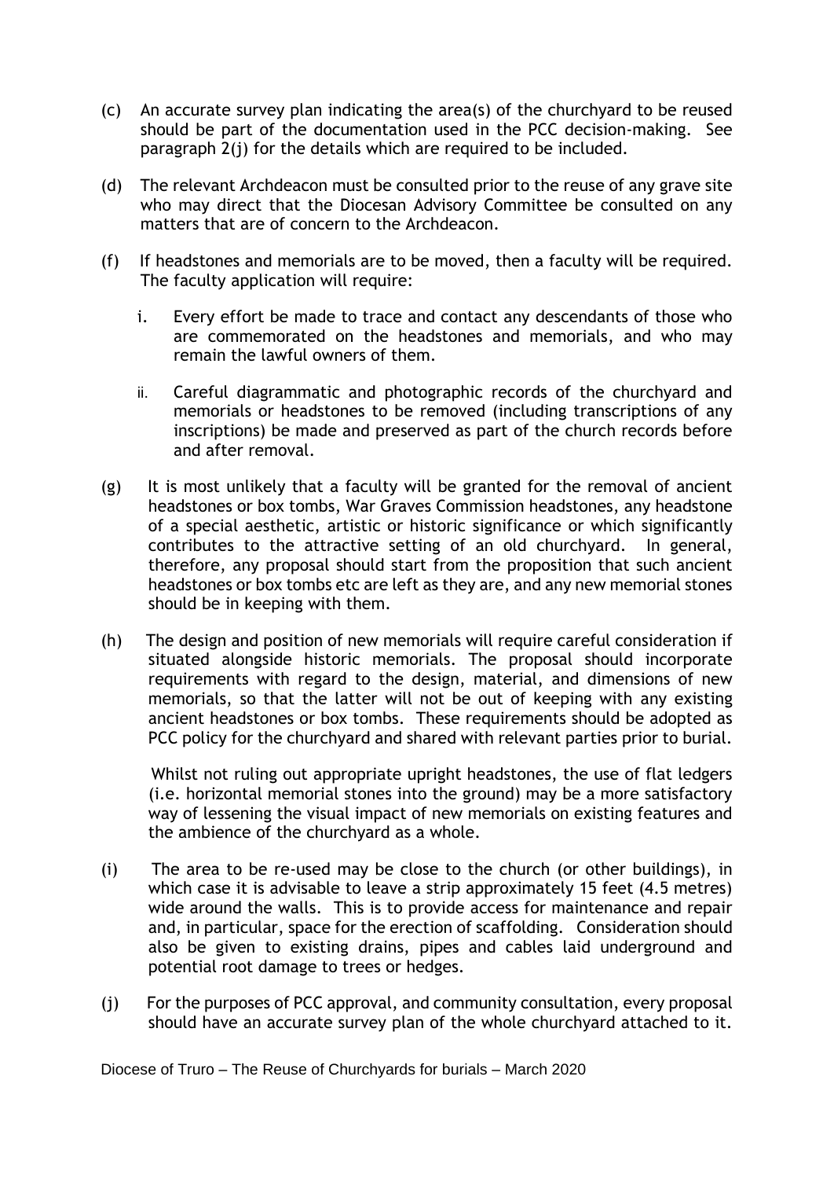(c) An accurate survey plan indicating the area(s) of the churchyard to be reused should be part of the documentation used in the PCC decision-making. See paragraph 2(j) for the details which are required to be included.

(d) The relevant Archdeacon must be consulted prior to the reuse of any grave site who may direct that the Diocesan Advisory Committee be consulted on any matters that are of concern to the Archdeacon.

(f) If headstones and memorials are to be moved, then a faculty will be required. The faculty application will require:

   i. Every effort be made to trace and contact any descendants of those who are commemorated on the headstones and memorials, and who may remain the lawful owners of them.

   ii. Careful diagrammatic and photographic records of the churchyard and memorials or headstones to be removed (including transcriptions of any inscriptions) be made and preserved as part of the church records before and after removal.

(g) It is most unlikely that a faculty will be granted for the removal of ancient headstones or box tombs, War Graves Commission headstones, any headstone of a special aesthetic, artistic or historic significance or which significantly contributes to the attractive setting of an old churchyard. In general, therefore, any proposal should start from the proposition that such ancient headstones or box tombs etc are left as they are, and any new memorial stones should be in keeping with them.

(h) The design and position of new memorials will require careful consideration if situated alongside historic memorials. The proposal should incorporate requirements with regard to the design, material, and dimensions of new memorials, so that the latter will not be out of keeping with any existing ancient headstones or box tombs. These requirements should be adopted as PCC policy for the churchyard and shared with relevant parties prior to burial.

   Whilst not ruling out appropriate upright headstones, the use of flat ledgers (i.e. horizontal memorial stones into the ground) may be a more satisfactory way of lessening the visual impact of new memorials on existing features and the ambience of the churchyard as a whole.

(i) The area to be re-used may be close to the church (or other buildings), in which case it is advisable to leave a strip approximately 15 feet (4.5 metres) wide around the walls. This is to provide access for maintenance and repair and, in particular, space for the erection of scaffolding. Consideration should also be given to existing drains, pipes and cables laid underground and potential root damage to trees or hedges.

(j) For the purposes of PCC approval, and community consultation, every proposal should have an accurate survey plan of the whole churchyard attached to it.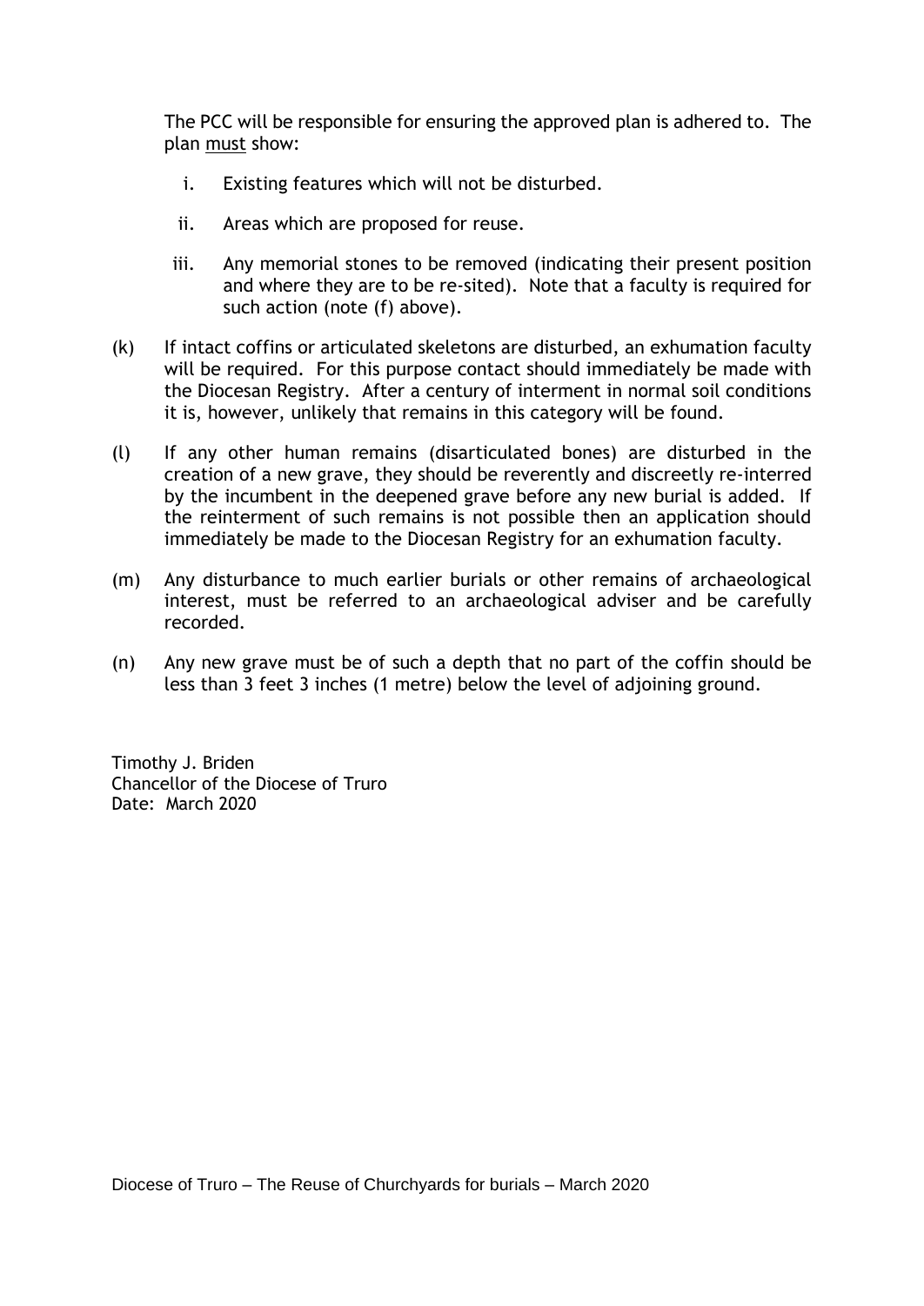The PCC will be responsible for ensuring the approved plan is adhered to. The plan <u>must</u> show:

i. Existing features which will not be disturbed.

ii. Areas which are proposed for reuse.

iii. Any memorial stones to be removed (indicating their present position and where they are to be re-sited). Note that a faculty is required for such action (note (f) above).

(k) If intact coffins or articulated skeletons are disturbed, an exhumation faculty will be required. For this purpose contact should immediately be made with the Diocesan Registry. After a century of interment in normal soil conditions it is, however, unlikely that remains in this category will be found.

(l) If any other human remains (disarticulated bones) are disturbed in the creation of a new grave, they should be reverently and discreetly re-interred by the incumbent in the deepened grave before any new burial is added. If the reinterment of such remains is not possible then an application should immediately be made to the Diocesan Registry for an exhumation faculty.

(m) Any disturbance to much earlier burials or other remains of archaeological interest, must be referred to an archaeological adviser and be carefully recorded.

(n) Any new grave must be of such a depth that no part of the coffin should be less than 3 feet 3 inches (1 metre) below the level of adjoining ground.

Timothy J. Briden
Chancellor of the Diocese of Truro
Date: March 2020